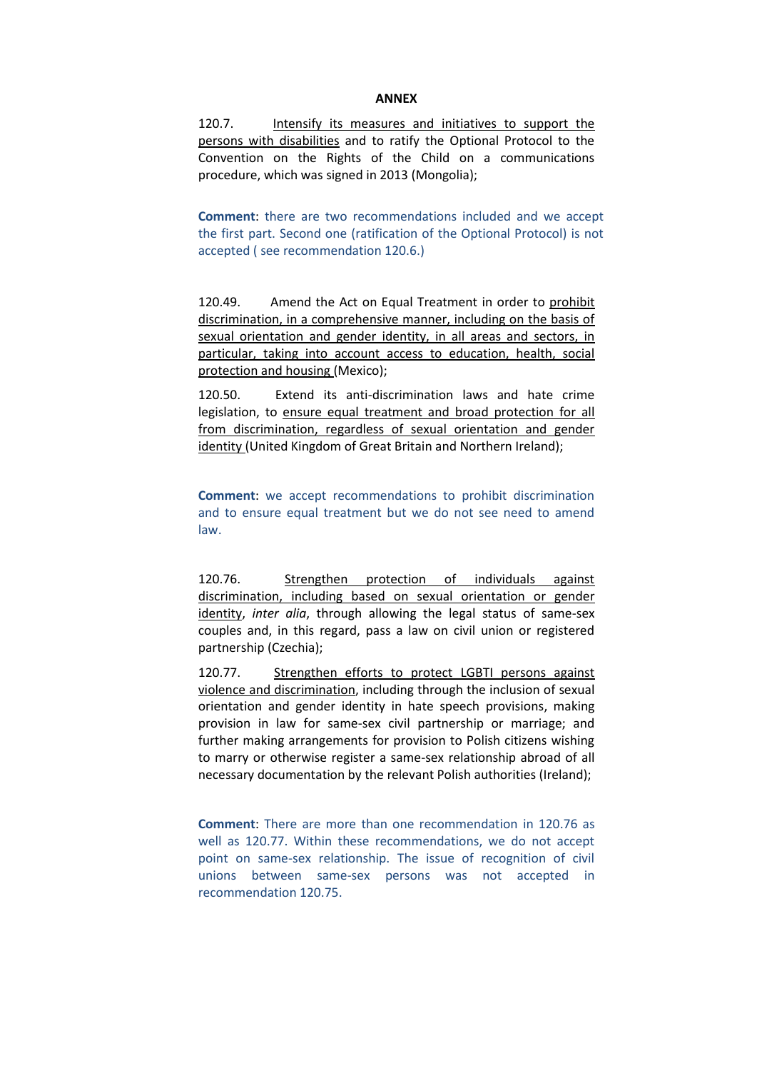**ANNEX**

120.7. Intensify its measures and initiatives to support the persons with disabilities and to ratify the Optional Protocol to the Convention on the Rights of the Child on a communications procedure, which was signed in 2013 (Mongolia);

**Comment**: there are two recommendations included and we accept the first part. Second one (ratification of the Optional Protocol) is not accepted ( see recommendation 120.6.)

120.49. Amend the Act on Equal Treatment in order to prohibit discrimination, in a comprehensive manner, including on the basis of sexual orientation and gender identity, in all areas and sectors, in particular, taking into account access to education, health, social protection and housing (Mexico);

120.50. Extend its anti-discrimination laws and hate crime legislation, to ensure equal treatment and broad protection for all from discrimination, regardless of sexual orientation and gender identity (United Kingdom of Great Britain and Northern Ireland);

**Comment**: we accept recommendations to prohibit discrimination and to ensure equal treatment but we do not see need to amend law.

120.76. Strengthen protection of individuals against discrimination, including based on sexual orientation or gender identity, *inter alia*, through allowing the legal status of same-sex couples and, in this regard, pass a law on civil union or registered partnership (Czechia);

120.77. Strengthen efforts to protect LGBTI persons against violence and discrimination, including through the inclusion of sexual orientation and gender identity in hate speech provisions, making provision in law for same-sex civil partnership or marriage; and further making arrangements for provision to Polish citizens wishing to marry or otherwise register a same-sex relationship abroad of all necessary documentation by the relevant Polish authorities (Ireland);

**Comment**: There are more than one recommendation in 120.76 as well as 120.77. Within these recommendations, we do not accept point on same-sex relationship. The issue of recognition of civil unions between same-sex persons was not accepted in recommendation 120.75.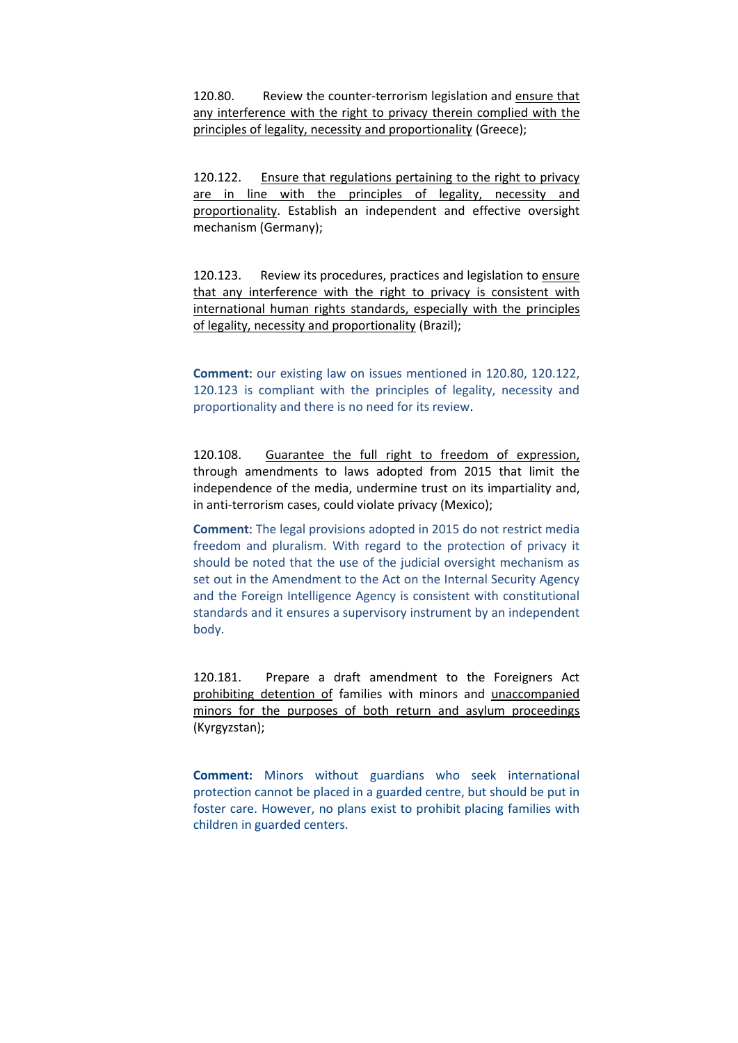120.80. Review the counter-terrorism legislation and <u>ensure that any interference with the right to privacy therein complied with the principles of legality, necessity and proportionality</u> (Greece);

120.122. <u>Ensure that regulations pertaining to the right to privacy are in line with the principles of legality, necessity and proportionality</u>. Establish an independent and effective oversight mechanism (Germany);

120.123. Review its procedures, practices and legislation to <u>ensure that any interference with the right to privacy is consistent with international human rights standards, especially with the principles of legality, necessity and proportionality</u> (Brazil);

**Comment**: our existing law on issues mentioned in 120.80, 120.122, 120.123 is compliant with the principles of legality, necessity and proportionality and there is no need for its review.

120.108. <u>Guarantee the full right to freedom of expression,</u> through amendments to laws adopted from 2015 that limit the independence of the media, undermine trust on its impartiality and, in anti-terrorism cases, could violate privacy (Mexico);

**Comment**: The legal provisions adopted in 2015 do not restrict media freedom and pluralism. With regard to the protection of privacy it should be noted that the use of the judicial oversight mechanism as set out in the Amendment to the Act on the Internal Security Agency and the Foreign Intelligence Agency is consistent with constitutional standards and it ensures a supervisory instrument by an independent body.

120.181. Prepare a draft amendment to the Foreigners Act <u>prohibiting detention of</u> families with minors and <u>unaccompanied minors for the purposes of both return and asylum proceedings</u> (Kyrgyzstan);

**Comment:** Minors without guardians who seek international protection cannot be placed in a guarded centre, but should be put in foster care. However, no plans exist to prohibit placing families with children in guarded centers.